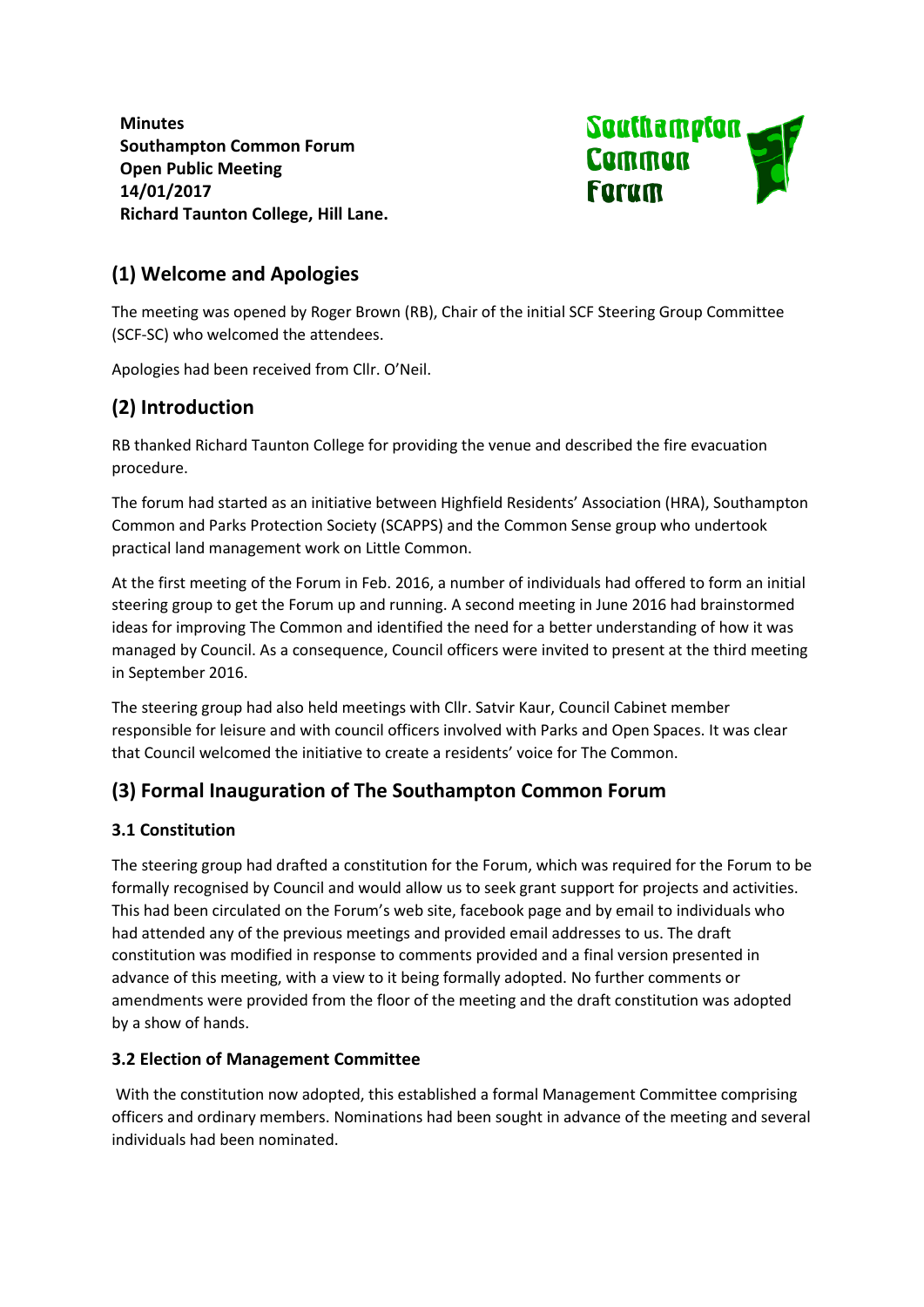**Minutes**
**Southampton Common Forum**
**Open Public Meeting**
**14/01/2017**
**Richard Taunton College, Hill Lane.**

Southampton Common Forum

## (1) Welcome and Apologies

The meeting was opened by Roger Brown (RB), Chair of the initial SCF Steering Group Committee (SCF-SC) who welcomed the attendees.

Apologies had been received from Cllr. O'Neil.

## (2) Introduction

RB thanked Richard Taunton College for providing the venue and described the fire evacuation procedure.

The forum had started as an initiative between Highfield Residents' Association (HRA), Southampton Common and Parks Protection Society (SCAPPS) and the Common Sense group who undertook practical land management work on Little Common.

At the first meeting of the Forum in Feb. 2016, a number of individuals had offered to form an initial steering group to get the Forum up and running. A second meeting in June 2016 had brainstormed ideas for improving The Common and identified the need for a better understanding of how it was managed by Council. As a consequence, Council officers were invited to present at the third meeting in September 2016.

The steering group had also held meetings with Cllr. Satvir Kaur, Council Cabinet member responsible for leisure and with council officers involved with Parks and Open Spaces. It was clear that Council welcomed the initiative to create a residents' voice for The Common.

## (3) Formal Inauguration of The Southampton Common Forum

### 3.1 Constitution

The steering group had drafted a constitution for the Forum, which was required for the Forum to be formally recognised by Council and would allow us to seek grant support for projects and activities. This had been circulated on the Forum's web site, facebook page and by email to individuals who had attended any of the previous meetings and provided email addresses to us. The draft constitution was modified in response to comments provided and a final version presented in advance of this meeting, with a view to it being formally adopted. No further comments or amendments were provided from the floor of the meeting and the draft constitution was adopted by a show of hands.

### 3.2 Election of Management Committee

With the constitution now adopted, this established a formal Management Committee comprising officers and ordinary members. Nominations had been sought in advance of the meeting and several individuals had been nominated.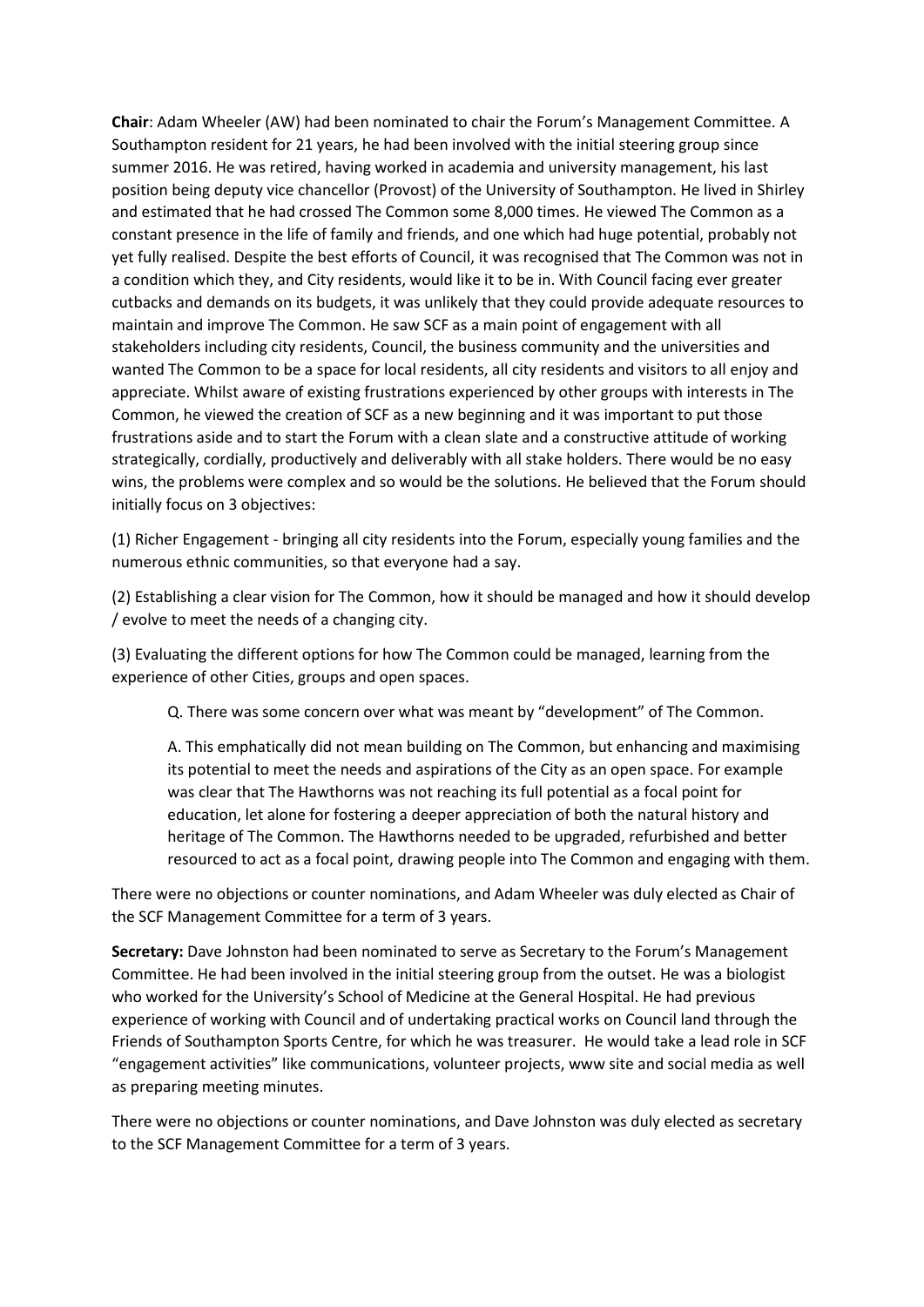**Chair**: Adam Wheeler (AW) had been nominated to chair the Forum's Management Committee. A Southampton resident for 21 years, he had been involved with the initial steering group since summer 2016. He was retired, having worked in academia and university management, his last position being deputy vice chancellor (Provost) of the University of Southampton. He lived in Shirley and estimated that he had crossed The Common some 8,000 times. He viewed The Common as a constant presence in the life of family and friends, and one which had huge potential, probably not yet fully realised. Despite the best efforts of Council, it was recognised that The Common was not in a condition which they, and City residents, would like it to be in. With Council facing ever greater cutbacks and demands on its budgets, it was unlikely that they could provide adequate resources to maintain and improve The Common. He saw SCF as a main point of engagement with all stakeholders including city residents, Council, the business community and the universities and wanted The Common to be a space for local residents, all city residents and visitors to all enjoy and appreciate. Whilst aware of existing frustrations experienced by other groups with interests in The Common, he viewed the creation of SCF as a new beginning and it was important to put those frustrations aside and to start the Forum with a clean slate and a constructive attitude of working strategically, cordially, productively and deliverably with all stake holders. There would be no easy wins, the problems were complex and so would be the solutions. He believed that the Forum should initially focus on 3 objectives:

(1) Richer Engagement - bringing all city residents into the Forum, especially young families and the numerous ethnic communities, so that everyone had a say.

(2) Establishing a clear vision for The Common, how it should be managed and how it should develop / evolve to meet the needs of a changing city.

(3) Evaluating the different options for how The Common could be managed, learning from the experience of other Cities, groups and open spaces.

> Q. There was some concern over what was meant by "development" of The Common.
>
> A. This emphatically did not mean building on The Common, but enhancing and maximising its potential to meet the needs and aspirations of the City as an open space. For example was clear that The Hawthorns was not reaching its full potential as a focal point for education, let alone for fostering a deeper appreciation of both the natural history and heritage of The Common. The Hawthorns needed to be upgraded, refurbished and better resourced to act as a focal point, drawing people into The Common and engaging with them.

There were no objections or counter nominations, and Adam Wheeler was duly elected as Chair of the SCF Management Committee for a term of 3 years.

**Secretary:** Dave Johnston had been nominated to serve as Secretary to the Forum's Management Committee. He had been involved in the initial steering group from the outset. He was a biologist who worked for the University's School of Medicine at the General Hospital. He had previous experience of working with Council and of undertaking practical works on Council land through the Friends of Southampton Sports Centre, for which he was treasurer. He would take a lead role in SCF "engagement activities" like communications, volunteer projects, www site and social media as well as preparing meeting minutes.

There were no objections or counter nominations, and Dave Johnston was duly elected as secretary to the SCF Management Committee for a term of 3 years.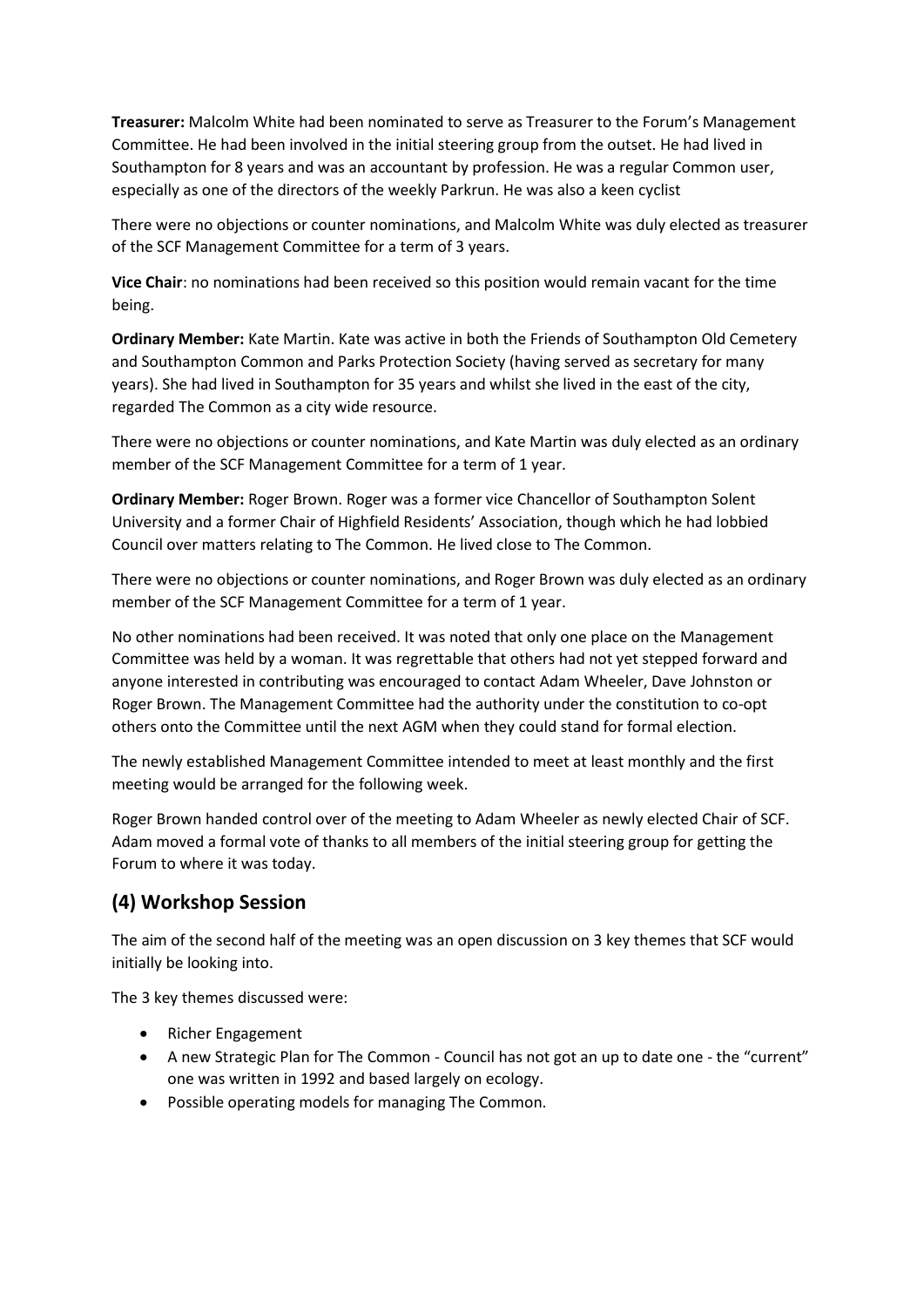**Treasurer:** Malcolm White had been nominated to serve as Treasurer to the Forum's Management Committee. He had been involved in the initial steering group from the outset. He had lived in Southampton for 8 years and was an accountant by profession. He was a regular Common user, especially as one of the directors of the weekly Parkrun. He was also a keen cyclist

There were no objections or counter nominations, and Malcolm White was duly elected as treasurer of the SCF Management Committee for a term of 3 years.

**Vice Chair**: no nominations had been received so this position would remain vacant for the time being.

**Ordinary Member:** Kate Martin. Kate was active in both the Friends of Southampton Old Cemetery and Southampton Common and Parks Protection Society (having served as secretary for many years). She had lived in Southampton for 35 years and whilst she lived in the east of the city, regarded The Common as a city wide resource.

There were no objections or counter nominations, and Kate Martin was duly elected as an ordinary member of the SCF Management Committee for a term of 1 year.

**Ordinary Member:** Roger Brown. Roger was a former vice Chancellor of Southampton Solent University and a former Chair of Highfield Residents' Association, though which he had lobbied Council over matters relating to The Common. He lived close to The Common.

There were no objections or counter nominations, and Roger Brown was duly elected as an ordinary member of the SCF Management Committee for a term of 1 year.

No other nominations had been received. It was noted that only one place on the Management Committee was held by a woman. It was regrettable that others had not yet stepped forward and anyone interested in contributing was encouraged to contact Adam Wheeler, Dave Johnston or Roger Brown. The Management Committee had the authority under the constitution to co-opt others onto the Committee until the next AGM when they could stand for formal election.

The newly established Management Committee intended to meet at least monthly and the first meeting would be arranged for the following week.

Roger Brown handed control over of the meeting to Adam Wheeler as newly elected Chair of SCF. Adam moved a formal vote of thanks to all members of the initial steering group for getting the Forum to where it was today.

## (4) Workshop Session

The aim of the second half of the meeting was an open discussion on 3 key themes that SCF would initially be looking into.

The 3 key themes discussed were:

- Richer Engagement
- A new Strategic Plan for The Common - Council has not got an up to date one - the "current" one was written in 1992 and based largely on ecology.
- Possible operating models for managing The Common.